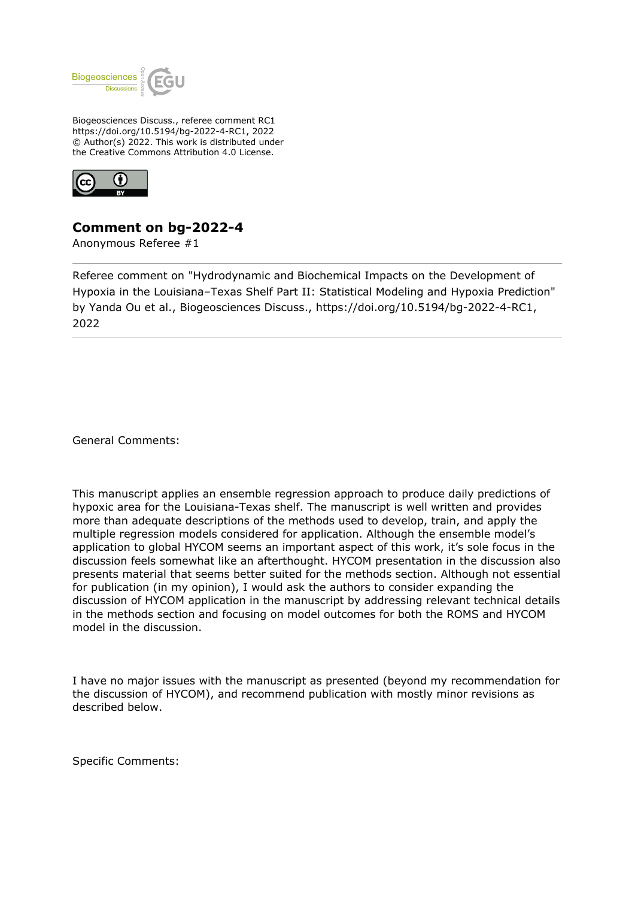Biogeosciences Discuss., referee comment RC1
https://doi.org/10.5194/bg-2022-4-RC1, 2022
© Author(s) 2022. This work is distributed under
the Creative Commons Attribution 4.0 License.

# Comment on bg-2022-4

Anonymous Referee #1

Referee comment on "Hydrodynamic and Biochemical Impacts on the Development of Hypoxia in the Louisiana–Texas Shelf Part II: Statistical Modeling and Hypoxia Prediction" by Yanda Ou et al., Biogeosciences Discuss., https://doi.org/10.5194/bg-2022-4-RC1, 2022

General Comments:

This manuscript applies an ensemble regression approach to produce daily predictions of hypoxic area for the Louisiana-Texas shelf. The manuscript is well written and provides more than adequate descriptions of the methods used to develop, train, and apply the multiple regression models considered for application. Although the ensemble model's application to global HYCOM seems an important aspect of this work, it's sole focus in the discussion feels somewhat like an afterthought. HYCOM presentation in the discussion also presents material that seems better suited for the methods section. Although not essential for publication (in my opinion), I would ask the authors to consider expanding the discussion of HYCOM application in the manuscript by addressing relevant technical details in the methods section and focusing on model outcomes for both the ROMS and HYCOM model in the discussion.

I have no major issues with the manuscript as presented (beyond my recommendation for the discussion of HYCOM), and recommend publication with mostly minor revisions as described below.

Specific Comments: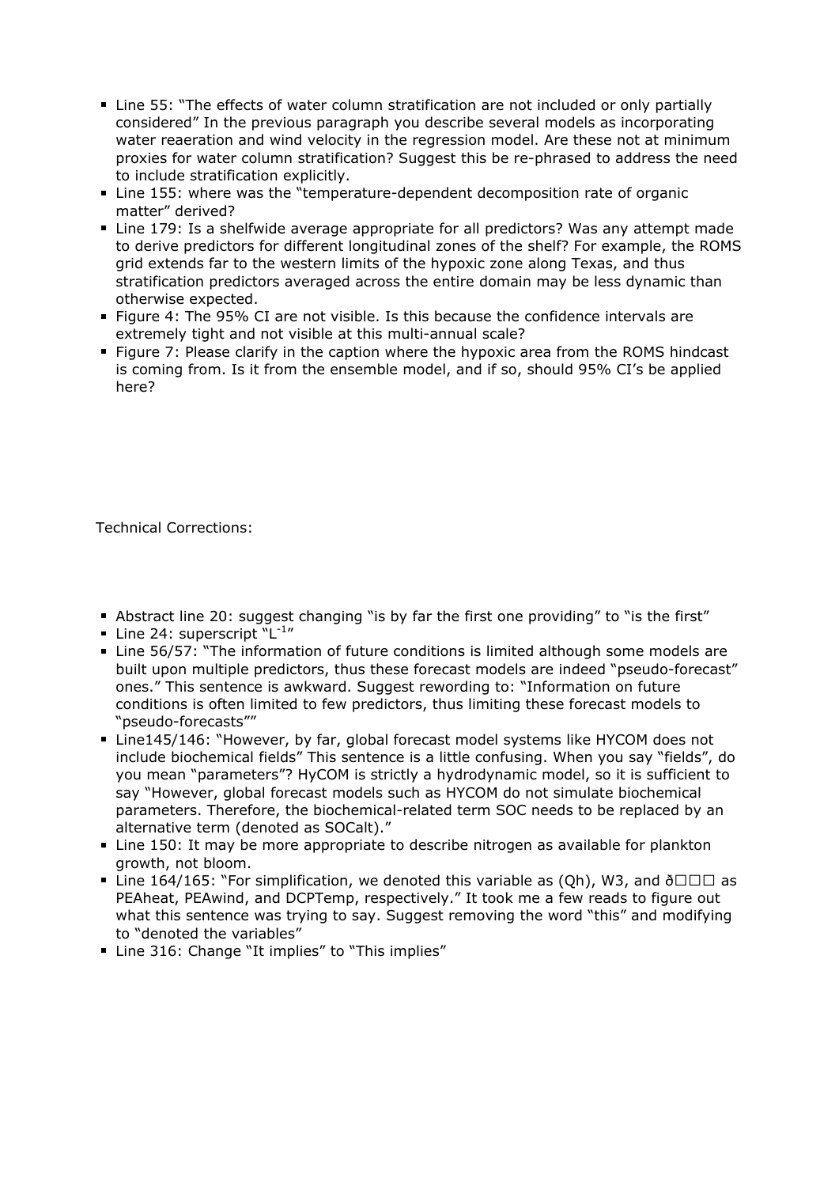- Line 55: "The effects of water column stratification are not included or only partially considered" In the previous paragraph you describe several models as incorporating water reaeration and wind velocity in the regression model. Are these not at minimum proxies for water column stratification? Suggest this be re-phrased to address the need to include stratification explicitly.
- Line 155: where was the "temperature-dependent decomposition rate of organic matter" derived?
- Line 179: Is a shelfwide average appropriate for all predictors? Was any attempt made to derive predictors for different longitudinal zones of the shelf? For example, the ROMS grid extends far to the western limits of the hypoxic zone along Texas, and thus stratification predictors averaged across the entire domain may be less dynamic than otherwise expected.
- Figure 4: The 95% CI are not visible. Is this because the confidence intervals are extremely tight and not visible at this multi-annual scale?
- Figure 7: Please clarify in the caption where the hypoxic area from the ROMS hindcast is coming from. Is it from the ensemble model, and if so, should 95% CI's be applied here?

Technical Corrections:

- Abstract line 20: suggest changing "is by far the first one providing" to "is the first"
- Line 24: superscript "$L^{-1}$"
- Line 56/57: "The information of future conditions is limited although some models are built upon multiple predictors, thus these forecast models are indeed "pseudo-forecast" ones." This sentence is awkward. Suggest rewording to: "Information on future conditions is often limited to few predictors, thus limiting these forecast models to "pseudo-forecasts""
- Line145/146: "However, by far, global forecast model systems like HYCOM does not include biochemical fields" This sentence is a little confusing. When you say "fields", do you mean "parameters"? HyCOM is strictly a hydrodynamic model, so it is sufficient to say "However, global forecast models such as HYCOM do not simulate biochemical parameters. Therefore, the biochemical-related term SOC needs to be replaced by an alternative term (denoted as SOCalt)."
- Line 150: It may be more appropriate to describe nitrogen as available for plankton growth, not bloom.
- Line 164/165: "For simplification, we denoted this variable as (Qh), W3, and ð□□□ as PEAheat, PEAwind, and DCPTemp, respectively." It took me a few reads to figure out what this sentence was trying to say. Suggest removing the word "this" and modifying to "denoted the variables"
- Line 316: Change "It implies" to "This implies"